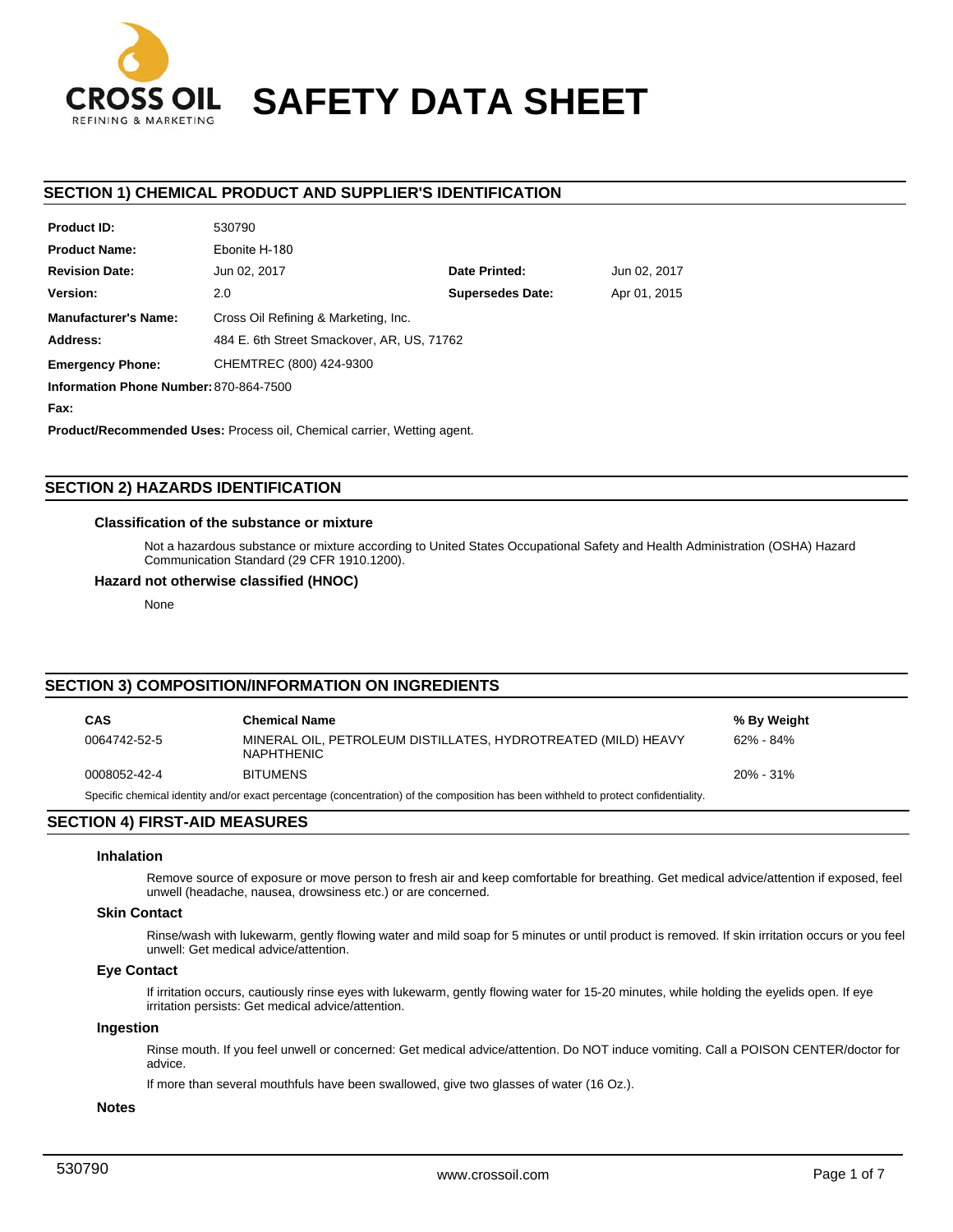CROSS OIL
REFINING & MARKETING

# SAFETY DATA SHEET

## SECTION 1) CHEMICAL PRODUCT AND SUPPLIER'S IDENTIFICATION

| | | | |
|---|---|---|---|
| **Product ID:** | 530790 | | |
| **Product Name:** | Ebonite H-180 | | |
| **Revision Date:** | Jun 02, 2017 | **Date Printed:** | Jun 02, 2017 |
| **Version:** | 2.0 | **Supersedes Date:** | Apr 01, 2015 |
| **Manufacturer's Name:** | Cross Oil Refining & Marketing, Inc. | | |
| **Address:** | 484 E. 6th Street Smackover, AR, US, 71762 | | |
| **Emergency Phone:** | CHEMTREC (800) 424-9300 | | |
| **Information Phone Number:** | 870-864-7500 | | |
| **Fax:** | | | |

**Product/Recommended Uses:** Process oil, Chemical carrier, Wetting agent.

## SECTION 2) HAZARDS IDENTIFICATION

### Classification of the substance or mixture

Not a hazardous substance or mixture according to United States Occupational Safety and Health Administration (OSHA) Hazard Communication Standard (29 CFR 1910.1200).

### Hazard not otherwise classified (HNOC)

None

## SECTION 3) COMPOSITION/INFORMATION ON INGREDIENTS

| CAS | Chemical Name | % By Weight |
|---|---|---|
| 0064742-52-5 | MINERAL OIL, PETROLEUM DISTILLATES, HYDROTREATED (MILD) HEAVY NAPHTHENIC | 62% - 84% |
| 0008052-42-4 | BITUMENS | 20% - 31% |

Specific chemical identity and/or exact percentage (concentration) of the composition has been withheld to protect confidentiality.

## SECTION 4) FIRST-AID MEASURES

### Inhalation

Remove source of exposure or move person to fresh air and keep comfortable for breathing. Get medical advice/attention if exposed, feel unwell (headache, nausea, drowsiness etc.) or are concerned.

### Skin Contact

Rinse/wash with lukewarm, gently flowing water and mild soap for 5 minutes or until product is removed. If skin irritation occurs or you feel unwell: Get medical advice/attention.

### Eye Contact

If irritation occurs, cautiously rinse eyes with lukewarm, gently flowing water for 15-20 minutes, while holding the eyelids open. If eye irritation persists: Get medical advice/attention.

### Ingestion

Rinse mouth. If you feel unwell or concerned: Get medical advice/attention. Do NOT induce vomiting. Call a POISON CENTER/doctor for advice.

If more than several mouthfuls have been swallowed, give two glasses of water (16 Oz.).

### Notes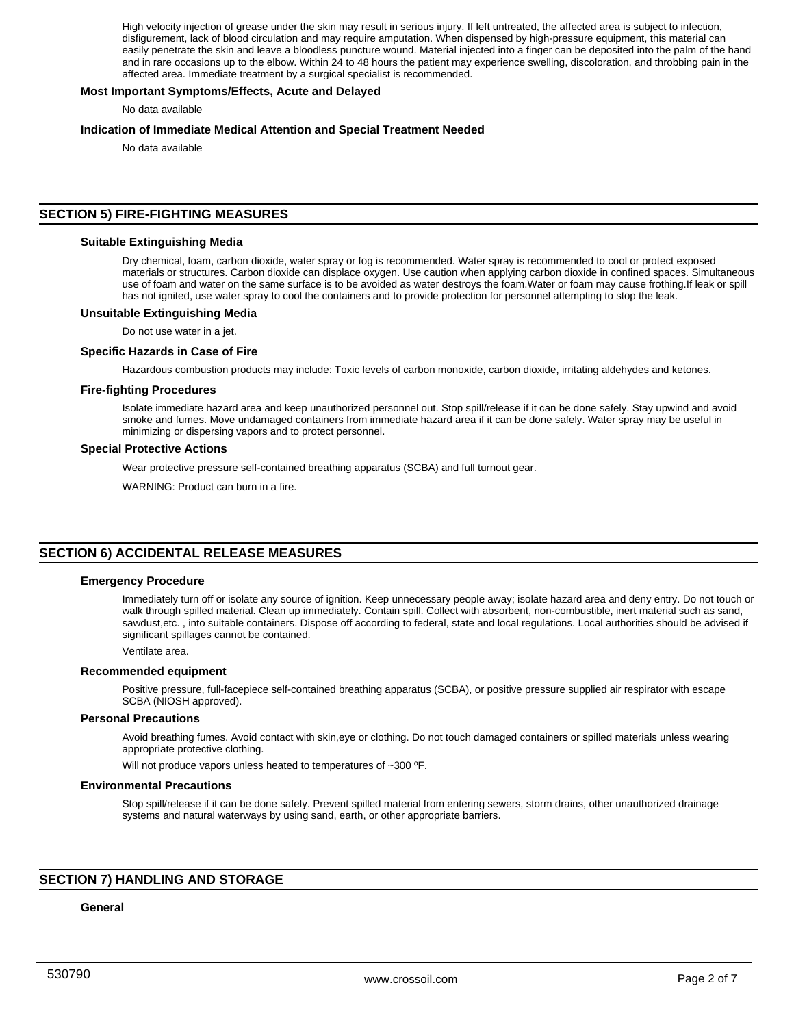High velocity injection of grease under the skin may result in serious injury. If left untreated, the affected area is subject to infection, disfigurement, lack of blood circulation and may require amputation. When dispensed by high-pressure equipment, this material can easily penetrate the skin and leave a bloodless puncture wound. Material injected into a finger can be deposited into the palm of the hand and in rare occasions up to the elbow. Within 24 to 48 hours the patient may experience swelling, discoloration, and throbbing pain in the affected area. Immediate treatment by a surgical specialist is recommended.

### Most Important Symptoms/Effects, Acute and Delayed

No data available

### Indication of Immediate Medical Attention and Special Treatment Needed

No data available

## SECTION 5) FIRE-FIGHTING MEASURES

### Suitable Extinguishing Media

Dry chemical, foam, carbon dioxide, water spray or fog is recommended. Water spray is recommended to cool or protect exposed materials or structures. Carbon dioxide can displace oxygen. Use caution when applying carbon dioxide in confined spaces. Simultaneous use of foam and water on the same surface is to be avoided as water destroys the foam.Water or foam may cause frothing.If leak or spill has not ignited, use water spray to cool the containers and to provide protection for personnel attempting to stop the leak.

### Unsuitable Extinguishing Media

Do not use water in a jet.

### Specific Hazards in Case of Fire

Hazardous combustion products may include: Toxic levels of carbon monoxide, carbon dioxide, irritating aldehydes and ketones.

### Fire-fighting Procedures

Isolate immediate hazard area and keep unauthorized personnel out. Stop spill/release if it can be done safely. Stay upwind and avoid smoke and fumes. Move undamaged containers from immediate hazard area if it can be done safely. Water spray may be useful in minimizing or dispersing vapors and to protect personnel.

### Special Protective Actions

Wear protective pressure self-contained breathing apparatus (SCBA) and full turnout gear.

WARNING: Product can burn in a fire.

## SECTION 6) ACCIDENTAL RELEASE MEASURES

### Emergency Procedure

Immediately turn off or isolate any source of ignition. Keep unnecessary people away; isolate hazard area and deny entry. Do not touch or walk through spilled material. Clean up immediately. Contain spill. Collect with absorbent, non-combustible, inert material such as sand, sawdust,etc. , into suitable containers. Dispose off according to federal, state and local regulations. Local authorities should be advised if significant spillages cannot be contained.

Ventilate area.

### Recommended equipment

Positive pressure, full-facepiece self-contained breathing apparatus (SCBA), or positive pressure supplied air respirator with escape SCBA (NIOSH approved).

### Personal Precautions

Avoid breathing fumes. Avoid contact with skin,eye or clothing. Do not touch damaged containers or spilled materials unless wearing appropriate protective clothing.

Will not produce vapors unless heated to temperatures of ~300 ºF.

### Environmental Precautions

Stop spill/release if it can be done safely. Prevent spilled material from entering sewers, storm drains, other unauthorized drainage systems and natural waterways by using sand, earth, or other appropriate barriers.

## SECTION 7) HANDLING AND STORAGE

### General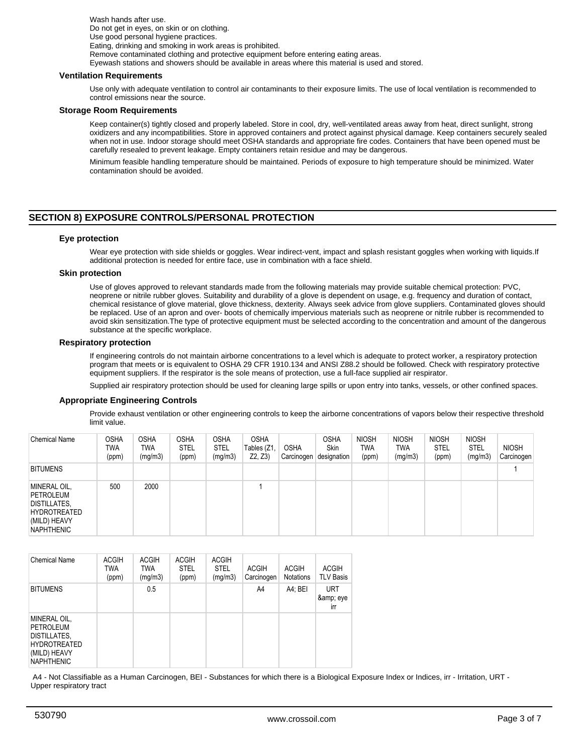Wash hands after use.
Do not get in eyes, on skin or on clothing.
Use good personal hygiene practices.
Eating, drinking and smoking in work areas is prohibited.
Remove contaminated clothing and protective equipment before entering eating areas.
Eyewash stations and showers should be available in areas where this material is used and stored.

### Ventilation Requirements

Use only with adequate ventilation to control air contaminants to their exposure limits. The use of local ventilation is recommended to control emissions near the source.

### Storage Room Requirements

Keep container(s) tightly closed and properly labeled. Store in cool, dry, well-ventilated areas away from heat, direct sunlight, strong oxidizers and any incompatibilities. Store in approved containers and protect against physical damage. Keep containers securely sealed when not in use. Indoor storage should meet OSHA standards and appropriate fire codes. Containers that have been opened must be carefully resealed to prevent leakage. Empty containers retain residue and may be dangerous.

Minimum feasible handling temperature should be maintained. Periods of exposure to high temperature should be minimized. Water contamination should be avoided.

## SECTION 8) EXPOSURE CONTROLS/PERSONAL PROTECTION

### Eye protection

Wear eye protection with side shields or goggles. Wear indirect-vent, impact and splash resistant goggles when working with liquids.If additional protection is needed for entire face, use in combination with a face shield.

### Skin protection

Use of gloves approved to relevant standards made from the following materials may provide suitable chemical protection: PVC, neoprene or nitrile rubber gloves. Suitability and durability of a glove is dependent on usage, e.g. frequency and duration of contact, chemical resistance of glove material, glove thickness, dexterity. Always seek advice from glove suppliers. Contaminated gloves should be replaced. Use of an apron and over- boots of chemically impervious materials such as neoprene or nitrile rubber is recommended to avoid skin sensitization.The type of protective equipment must be selected according to the concentration and amount of the dangerous substance at the specific workplace.

### Respiratory protection

If engineering controls do not maintain airborne concentrations to a level which is adequate to protect worker, a respiratory protection program that meets or is equivalent to OSHA 29 CFR 1910.134 and ANSI Z88.2 should be followed. Check with respiratory protective equipment suppliers. If the respirator is the sole means of protection, use a full-face supplied air respirator.

Supplied air respiratory protection should be used for cleaning large spills or upon entry into tanks, vessels, or other confined spaces.

### Appropriate Engineering Controls

Provide exhaust ventilation or other engineering controls to keep the airborne concentrations of vapors below their respective threshold limit value.

| Chemical Name | OSHA TWA (ppm) | OSHA TWA (mg/m3) | OSHA STEL (ppm) | OSHA STEL (mg/m3) | OSHA Tables (Z1, Z2, Z3) | OSHA Carcinogen | OSHA Skin designation | NIOSH TWA (ppm) | NIOSH TWA (mg/m3) | NIOSH STEL (ppm) | NIOSH STEL (mg/m3) | NIOSH Carcinogen |
|---|---|---|---|---|---|---|---|---|---|---|---|---|
| BITUMENS | | | | | | | | | | | | 1 |
| MINERAL OIL, PETROLEUM DISTILLATES, HYDROTREATED (MILD) HEAVY NAPHTHENIC | 500 | 2000 | | | 1 | | | | | | | |

| Chemical Name | ACGIH TWA (ppm) | ACGIH TWA (mg/m3) | ACGIH STEL (ppm) | ACGIH STEL (mg/m3) | ACGIH Carcinogen | ACGIH Notations | ACGIH TLV Basis |
|---|---|---|---|---|---|---|---|
| BITUMENS | | 0.5 | | | A4 | A4; BEI | URT &amp; eye irr |
| MINERAL OIL, PETROLEUM DISTILLATES, HYDROTREATED (MILD) HEAVY NAPHTHENIC | | | | | | | |

A4 - Not Classifiable as a Human Carcinogen, BEI - Substances for which there is a Biological Exposure Index or Indices, irr - Irritation, URT - Upper respiratory tract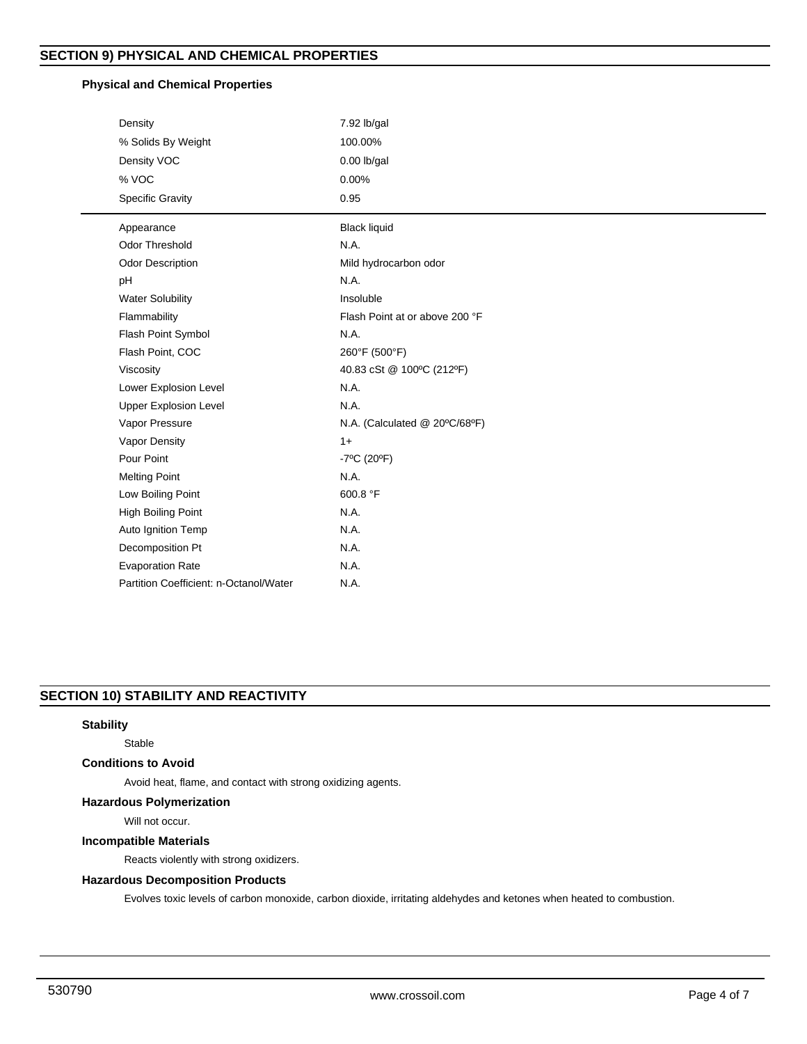## SECTION 9) PHYSICAL AND CHEMICAL PROPERTIES

### Physical and Chemical Properties

| Property | Value |
|---|---|
| Density | 7.92 lb/gal |
| % Solids By Weight | 100.00% |
| Density VOC | 0.00 lb/gal |
| % VOC | 0.00% |
| Specific Gravity | 0.95 |

| Property | Value |
|---|---|
| Appearance | Black liquid |
| Odor Threshold | N.A. |
| Odor Description | Mild hydrocarbon odor |
| pH | N.A. |
| Water Solubility | Insoluble |
| Flammability | Flash Point at or above 200 °F |
| Flash Point Symbol | N.A. |
| Flash Point, COC | 260°F (500°F) |
| Viscosity | 40.83 cSt @ 100ºC (212ºF) |
| Lower Explosion Level | N.A. |
| Upper Explosion Level | N.A. |
| Vapor Pressure | N.A. (Calculated @ 20ºC/68ºF) |
| Vapor Density | 1+ |
| Pour Point | -7ºC (20ºF) |
| Melting Point | N.A. |
| Low Boiling Point | 600.8 °F |
| High Boiling Point | N.A. |
| Auto Ignition Temp | N.A. |
| Decomposition Pt | N.A. |
| Evaporation Rate | N.A. |
| Partition Coefficient: n-Octanol/Water | N.A. |

## SECTION 10) STABILITY AND REACTIVITY

### Stability

Stable

### Conditions to Avoid

Avoid heat, flame, and contact with strong oxidizing agents.

### Hazardous Polymerization

Will not occur.

### Incompatible Materials

Reacts violently with strong oxidizers.

### Hazardous Decomposition Products

Evolves toxic levels of carbon monoxide, carbon dioxide, irritating aldehydes and ketones when heated to combustion.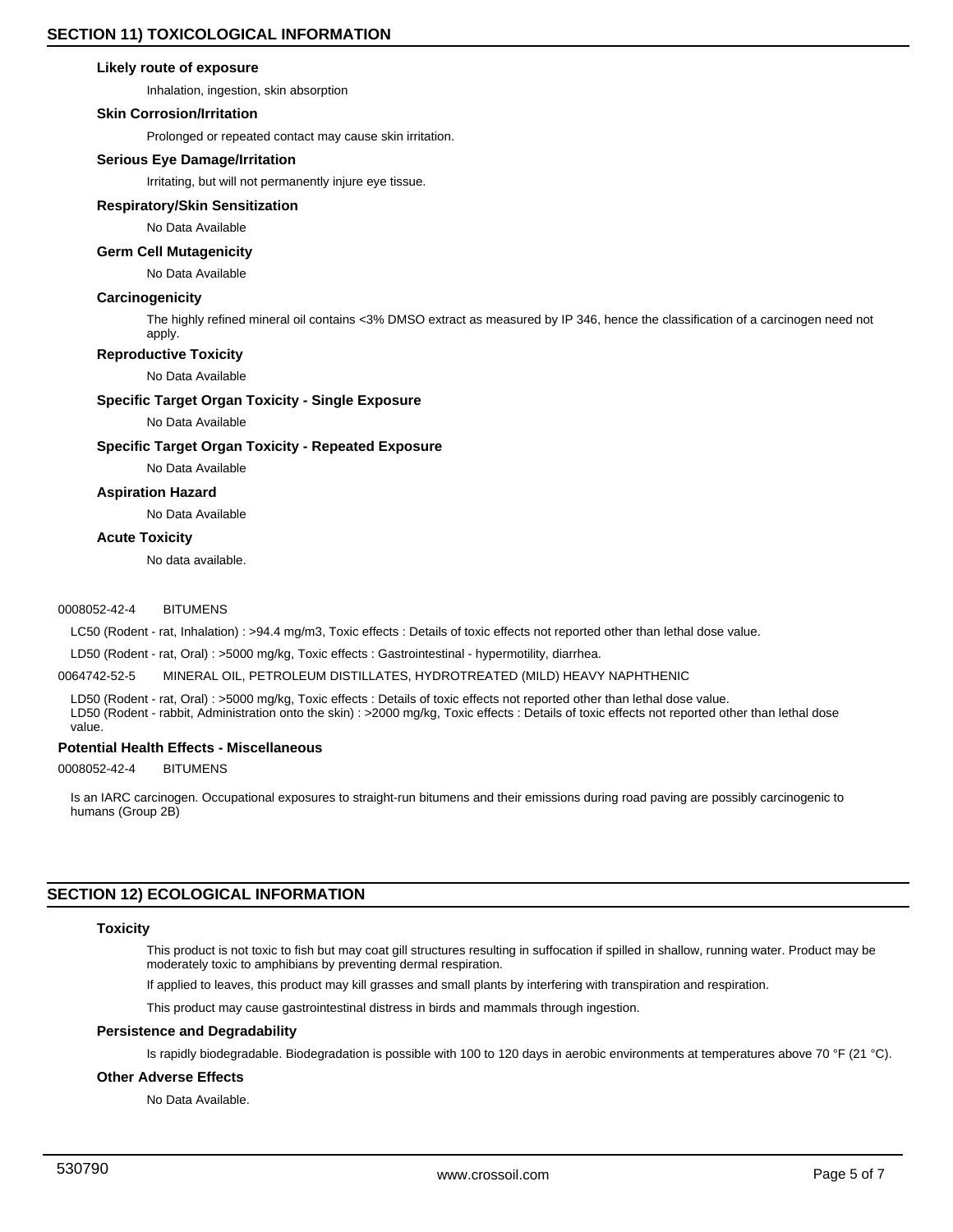## SECTION 11) TOXICOLOGICAL INFORMATION

### Likely route of exposure

Inhalation, ingestion, skin absorption

### Skin Corrosion/Irritation

Prolonged or repeated contact may cause skin irritation.

### Serious Eye Damage/Irritation

Irritating, but will not permanently injure eye tissue.

### Respiratory/Skin Sensitization

No Data Available

### Germ Cell Mutagenicity

No Data Available

### Carcinogenicity

The highly refined mineral oil contains <3% DMSO extract as measured by IP 346, hence the classification of a carcinogen need not apply.

### Reproductive Toxicity

No Data Available

### Specific Target Organ Toxicity - Single Exposure

No Data Available

### Specific Target Organ Toxicity - Repeated Exposure

No Data Available

### Aspiration Hazard

No Data Available

### Acute Toxicity

No data available.

0008052-42-4 BITUMENS

LC50 (Rodent - rat, Inhalation) : >94.4 mg/m3, Toxic effects : Details of toxic effects not reported other than lethal dose value.

LD50 (Rodent - rat, Oral) : >5000 mg/kg, Toxic effects : Gastrointestinal - hypermotility, diarrhea.

0064742-52-5 MINERAL OIL, PETROLEUM DISTILLATES, HYDROTREATED (MILD) HEAVY NAPHTHENIC

LD50 (Rodent - rat, Oral) : >5000 mg/kg, Toxic effects : Details of toxic effects not reported other than lethal dose value.
LD50 (Rodent - rabbit, Administration onto the skin) : >2000 mg/kg, Toxic effects : Details of toxic effects not reported other than lethal dose value.

### Potential Health Effects - Miscellaneous

0008052-42-4 BITUMENS

Is an IARC carcinogen. Occupational exposures to straight-run bitumens and their emissions during road paving are possibly carcinogenic to humans (Group 2B)

## SECTION 12) ECOLOGICAL INFORMATION

### Toxicity

This product is not toxic to fish but may coat gill structures resulting in suffocation if spilled in shallow, running water. Product may be moderately toxic to amphibians by preventing dermal respiration.

If applied to leaves, this product may kill grasses and small plants by interfering with transpiration and respiration.

This product may cause gastrointestinal distress in birds and mammals through ingestion.

### Persistence and Degradability

Is rapidly biodegradable. Biodegradation is possible with 100 to 120 days in aerobic environments at temperatures above 70 °F (21 °C).

### Other Adverse Effects

No Data Available.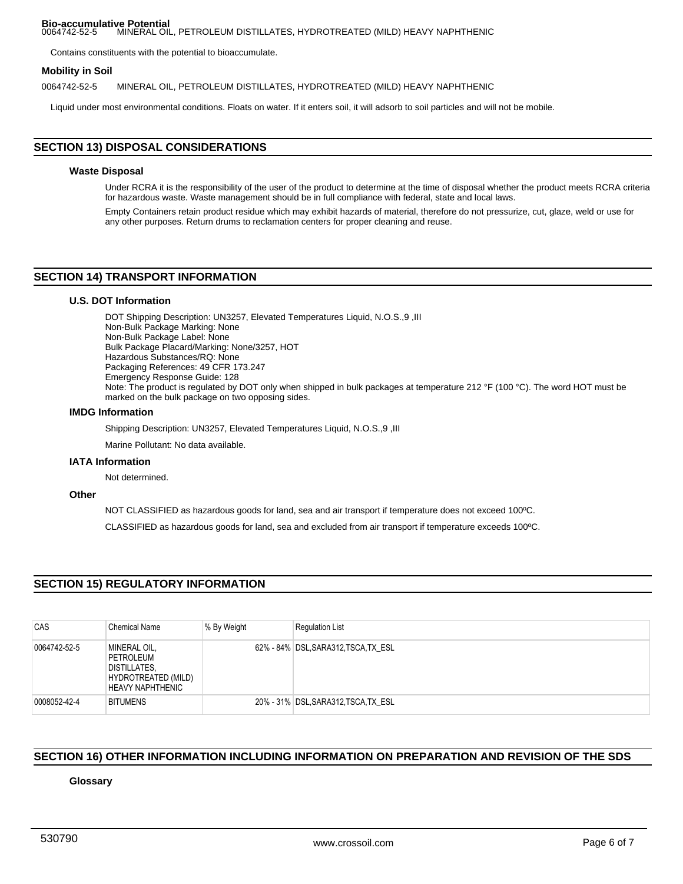**Bio-accumulative Potential**

0064742-52-5 MINERAL OIL, PETROLEUM DISTILLATES, HYDROTREATED (MILD) HEAVY NAPHTHENIC

Contains constituents with the potential to bioaccumulate.

**Mobility in Soil**

0064742-52-5 MINERAL OIL, PETROLEUM DISTILLATES, HYDROTREATED (MILD) HEAVY NAPHTHENIC

Liquid under most environmental conditions. Floats on water. If it enters soil, it will adsorb to soil particles and will not be mobile.

## SECTION 13) DISPOSAL CONSIDERATIONS

### Waste Disposal

Under RCRA it is the responsibility of the user of the product to determine at the time of disposal whether the product meets RCRA criteria for hazardous waste. Waste management should be in full compliance with federal, state and local laws.

Empty Containers retain product residue which may exhibit hazards of material, therefore do not pressurize, cut, glaze, weld or use for any other purposes. Return drums to reclamation centers for proper cleaning and reuse.

## SECTION 14) TRANSPORT INFORMATION

### U.S. DOT Information

DOT Shipping Description: UN3257, Elevated Temperatures Liquid, N.O.S.,9 ,III
Non-Bulk Package Marking: None
Non-Bulk Package Label: None
Bulk Package Placard/Marking: None/3257, HOT
Hazardous Substances/RQ: None
Packaging References: 49 CFR 173.247
Emergency Response Guide: 128
Note: The product is regulated by DOT only when shipped in bulk packages at temperature 212 °F (100 °C). The word HOT must be marked on the bulk package on two opposing sides.

### IMDG Information

Shipping Description: UN3257, Elevated Temperatures Liquid, N.O.S.,9 ,III

Marine Pollutant: No data available.

### IATA Information

Not determined.

### Other

NOT CLASSIFIED as hazardous goods for land, sea and air transport if temperature does not exceed 100ºC.

CLASSIFIED as hazardous goods for land, sea and excluded from air transport if temperature exceeds 100ºC.

## SECTION 15) REGULATORY INFORMATION

| CAS | Chemical Name | % By Weight | Regulation List |
|---|---|---|---|
| 0064742-52-5 | MINERAL OIL, PETROLEUM DISTILLATES, HYDROTREATED (MILD) HEAVY NAPHTHENIC | 62% - 84% | DSL,SARA312,TSCA,TX_ESL |
| 0008052-42-4 | BITUMENS | 20% - 31% | DSL,SARA312,TSCA,TX_ESL |

## SECTION 16) OTHER INFORMATION INCLUDING INFORMATION ON PREPARATION AND REVISION OF THE SDS

### Glossary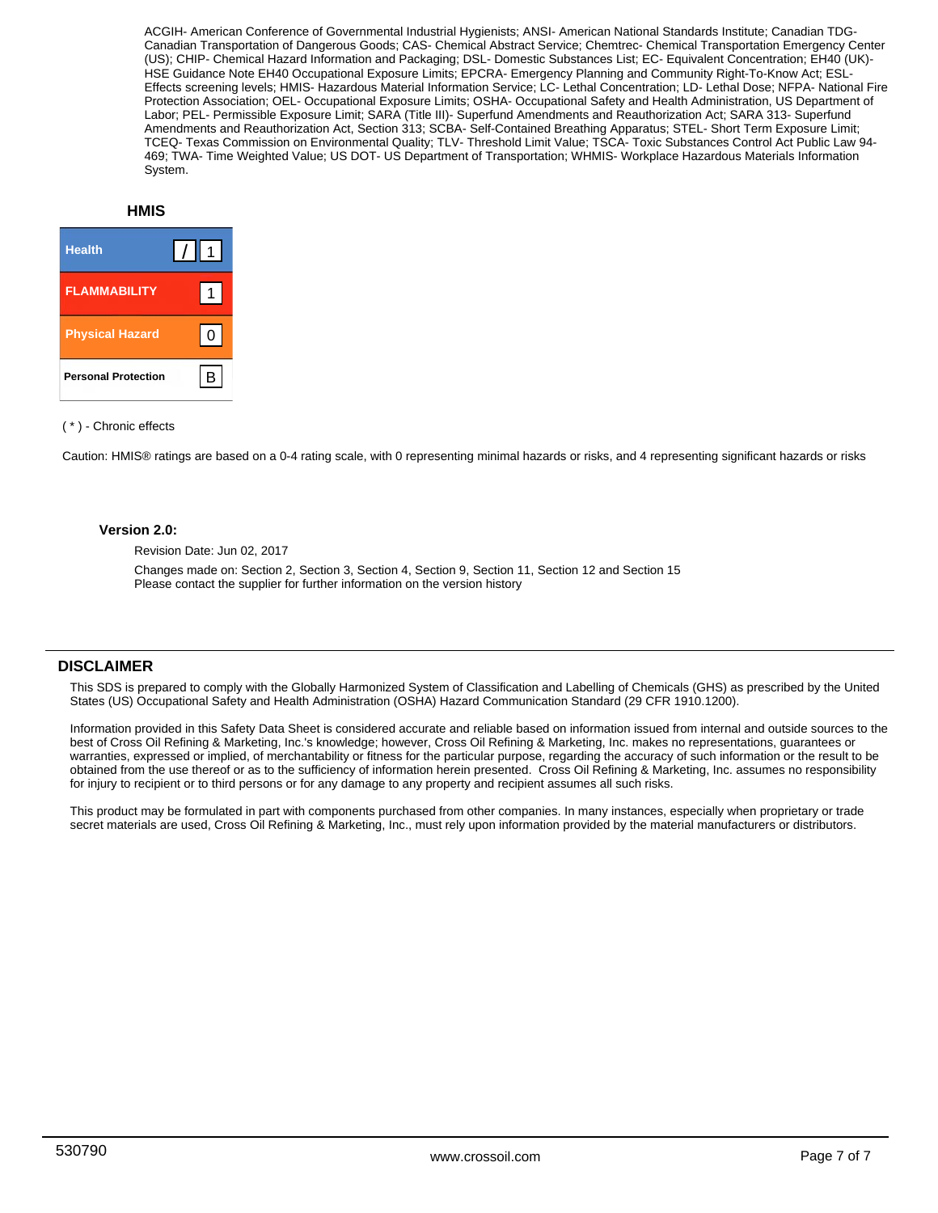ACGIH- American Conference of Governmental Industrial Hygienists; ANSI- American National Standards Institute; Canadian TDG- Canadian Transportation of Dangerous Goods; CAS- Chemical Abstract Service; Chemtrec- Chemical Transportation Emergency Center (US); CHIP- Chemical Hazard Information and Packaging; DSL- Domestic Substances List; EC- Equivalent Concentration; EH40 (UK)- HSE Guidance Note EH40 Occupational Exposure Limits; EPCRA- Emergency Planning and Community Right-To-Know Act; ESL- Effects screening levels; HMIS- Hazardous Material Information Service; LC- Lethal Concentration; LD- Lethal Dose; NFPA- National Fire Protection Association; OEL- Occupational Exposure Limits; OSHA- Occupational Safety and Health Administration, US Department of Labor; PEL- Permissible Exposure Limit; SARA (Title III)- Superfund Amendments and Reauthorization Act; SARA 313- Superfund Amendments and Reauthorization Act, Section 313; SCBA- Self-Contained Breathing Apparatus; STEL- Short Term Exposure Limit; TCEQ- Texas Commission on Environmental Quality; TLV- Threshold Limit Value; TSCA- Toxic Substances Control Act Public Law 94-469; TWA- Time Weighted Value; US DOT- US Department of Transportation; WHMIS- Workplace Hazardous Materials Information System.

### HMIS

| | |
|---|---|
| Health | / 1 |
| FLAMMABILITY | 1 |
| Physical Hazard | 0 |
| Personal Protection | B |

( * ) - Chronic effects

Caution: HMIS® ratings are based on a 0-4 rating scale, with 0 representing minimal hazards or risks, and 4 representing significant hazards or risks

**Version 2.0:**

Revision Date: Jun 02, 2017

Changes made on: Section 2, Section 3, Section 4, Section 9, Section 11, Section 12 and Section 15
Please contact the supplier for further information on the version history

## DISCLAIMER

This SDS is prepared to comply with the Globally Harmonized System of Classification and Labelling of Chemicals (GHS) as prescribed by the United States (US) Occupational Safety and Health Administration (OSHA) Hazard Communication Standard (29 CFR 1910.1200).

Information provided in this Safety Data Sheet is considered accurate and reliable based on information issued from internal and outside sources to the best of Cross Oil Refining & Marketing, Inc.'s knowledge; however, Cross Oil Refining & Marketing, Inc. makes no representations, guarantees or warranties, expressed or implied, of merchantability or fitness for the particular purpose, regarding the accuracy of such information or the result to be obtained from the use thereof or as to the sufficiency of information herein presented. Cross Oil Refining & Marketing, Inc. assumes no responsibility for injury to recipient or to third persons or for any damage to any property and recipient assumes all such risks.

This product may be formulated in part with components purchased from other companies. In many instances, especially when proprietary or trade secret materials are used, Cross Oil Refining & Marketing, Inc., must rely upon information provided by the material manufacturers or distributors.

530790 www.crossoil.com